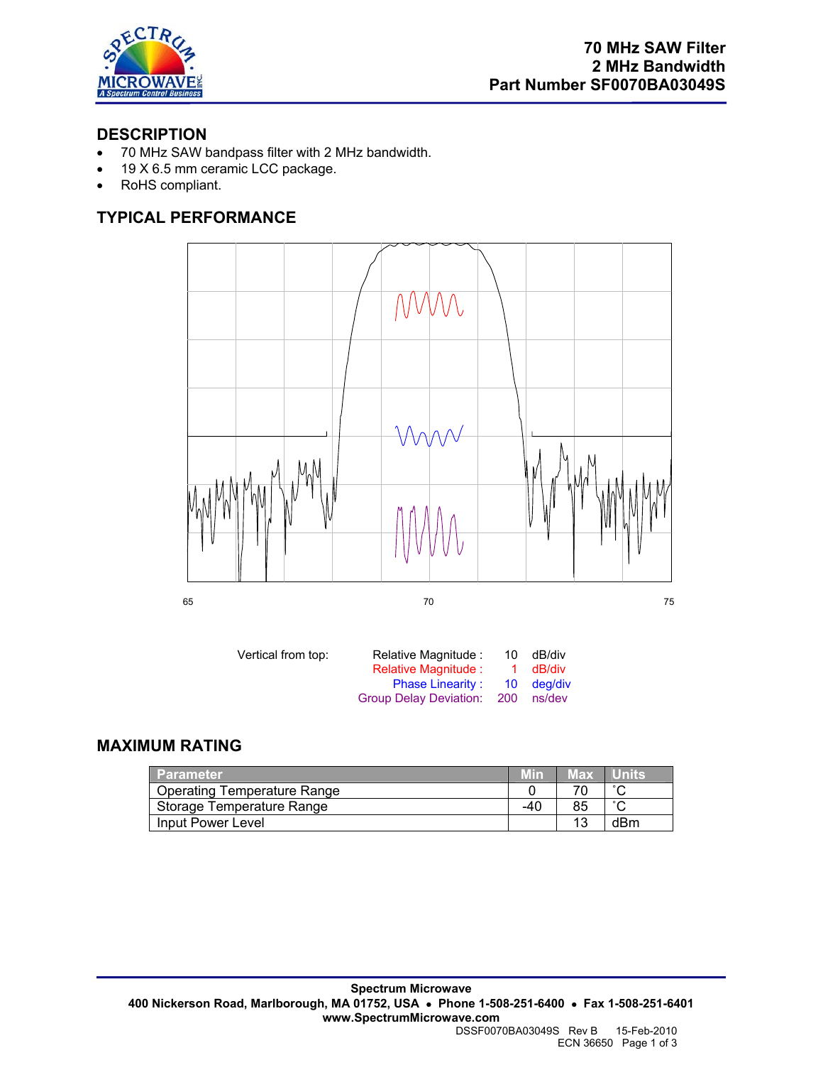# 70 MHz SAW Filter
# 2 MHz Bandwidth
# Part Number SF0070BA03049S

## DESCRIPTION

- 70 MHz SAW bandpass filter with 2 MHz bandwidth.
- 19 X 6.5 mm ceramic LCC package.
- RoHS compliant.

## TYPICAL PERFORMANCE

65 70 75

| Vertical from top: | | | |
|---|---|---|---|
| | Relative Magnitude : | 10 | dB/div |
| | Relative Magnitude : | 1 | dB/div |
| | Phase Linearity : | 10 | deg/div |
| | Group Delay Deviation: | 200 | ns/dev |

## MAXIMUM RATING

| Parameter | Min | Max | Units |
|---|---|---|---|
| Operating Temperature Range | 0 | 70 | ˚C |
| Storage Temperature Range | -40 | 85 | ˚C |
| Input Power Level | | 13 | dBm |

**Spectrum Microwave**
**400 Nickerson Road, Marlborough, MA 01752, USA • Phone 1-508-251-6400 • Fax 1-508-251-6401**
**www.SpectrumMicrowave.com**

DSSF0070BA03049S Rev B 15-Feb-2010
ECN 36650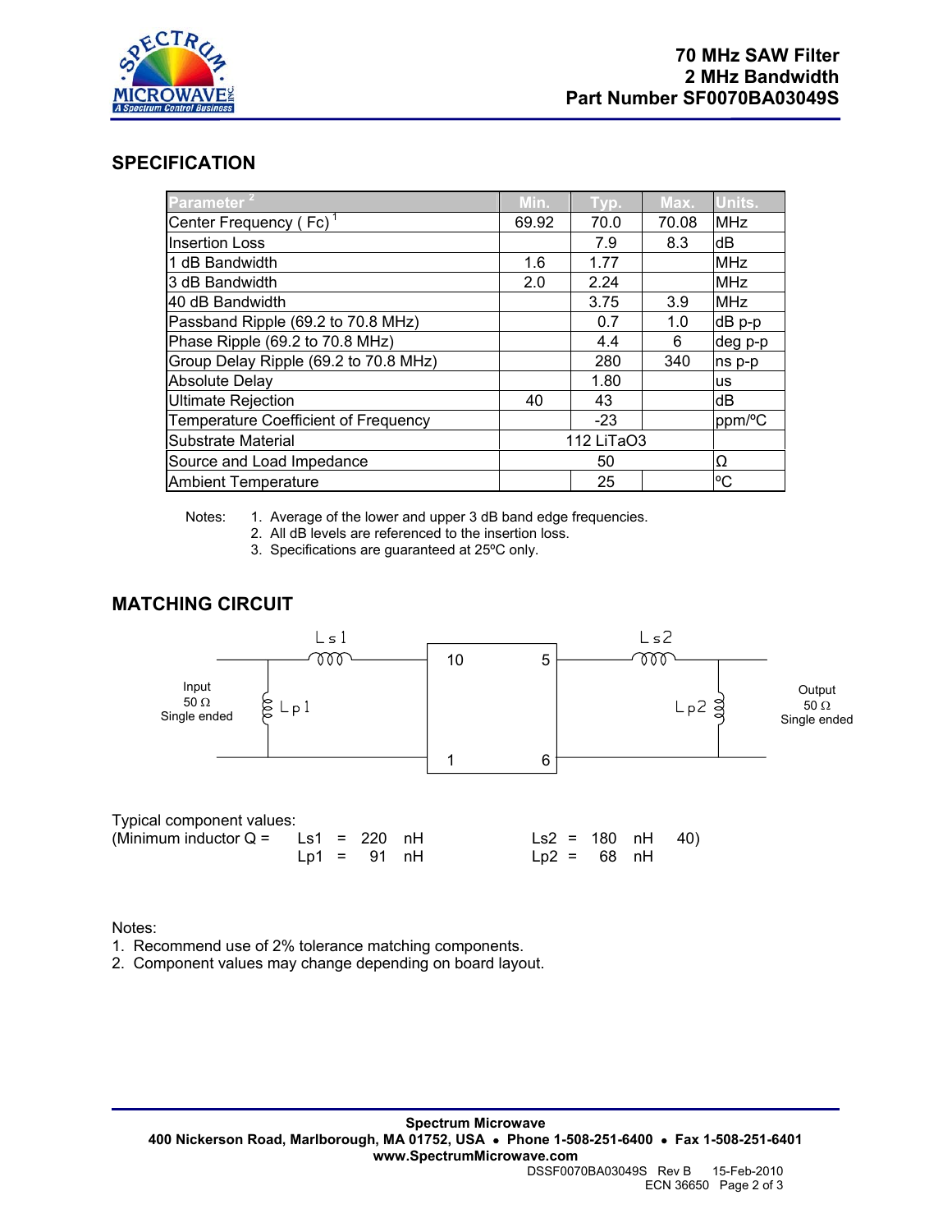## 70 MHz SAW Filter
## 2 MHz Bandwidth
## Part Number SF0070BA03049S

## SPECIFICATION

| Parameter [2] | Min. | Typ. | Max. | Units. |
|---|---|---|---|---|
| Center Frequency ( Fc) [1] | 69.92 | 70.0 | 70.08 | MHz |
| Insertion Loss | | 7.9 | 8.3 | dB |
| 1 dB Bandwidth | 1.6 | 1.77 | | MHz |
| 3 dB Bandwidth | 2.0 | 2.24 | | MHz |
| 40 dB Bandwidth | | 3.75 | 3.9 | MHz |
| Passband Ripple (69.2 to 70.8 MHz) | | 0.7 | 1.0 | dB p-p |
| Phase Ripple (69.2 to 70.8 MHz) | | 4.4 | 6 | deg p-p |
| Group Delay Ripple (69.2 to 70.8 MHz) | | 280 | 340 | ns p-p |
| Absolute Delay | | 1.80 | | us |
| Ultimate Rejection | 40 | 43 | | dB |
| Temperature Coefficient of Frequency | | -23 | | ppm/ºC |
| Substrate Material | | 112 LiTaO3 | | |
| Source and Load Impedance | | 50 | | Ω |
| Ambient Temperature | | 25 | | ºC |

Notes:
1. Average of the lower and upper 3 dB band edge frequencies.
2. All dB levels are referenced to the insertion loss.
3. Specifications are guaranteed at 25ºC only.

## MATCHING CIRCUIT

Input 50 Ω Single ended — Ls1, Lp1 — pins 10, 1 | pins 5, 6 — Ls2, Lp2 — Output 50 Ω Single ended

Typical component values:
(Minimum inductor Q = 40)

| | | |
|---|---|---|
| Ls1 = 220 nH | | Ls2 = 180 nH |
| Lp1 = 91 nH | | Lp2 = 68 nH |

Notes:
1. Recommend use of 2% tolerance matching components.
2. Component values may change depending on board layout.

**Spectrum Microwave**
**400 Nickerson Road, Marlborough, MA 01752, USA • Phone 1-508-251-6400 • Fax 1-508-251-6401**
**www.SpectrumMicrowave.com**
DSSF0070BA03049S Rev B 15-Feb-2010
ECN 36650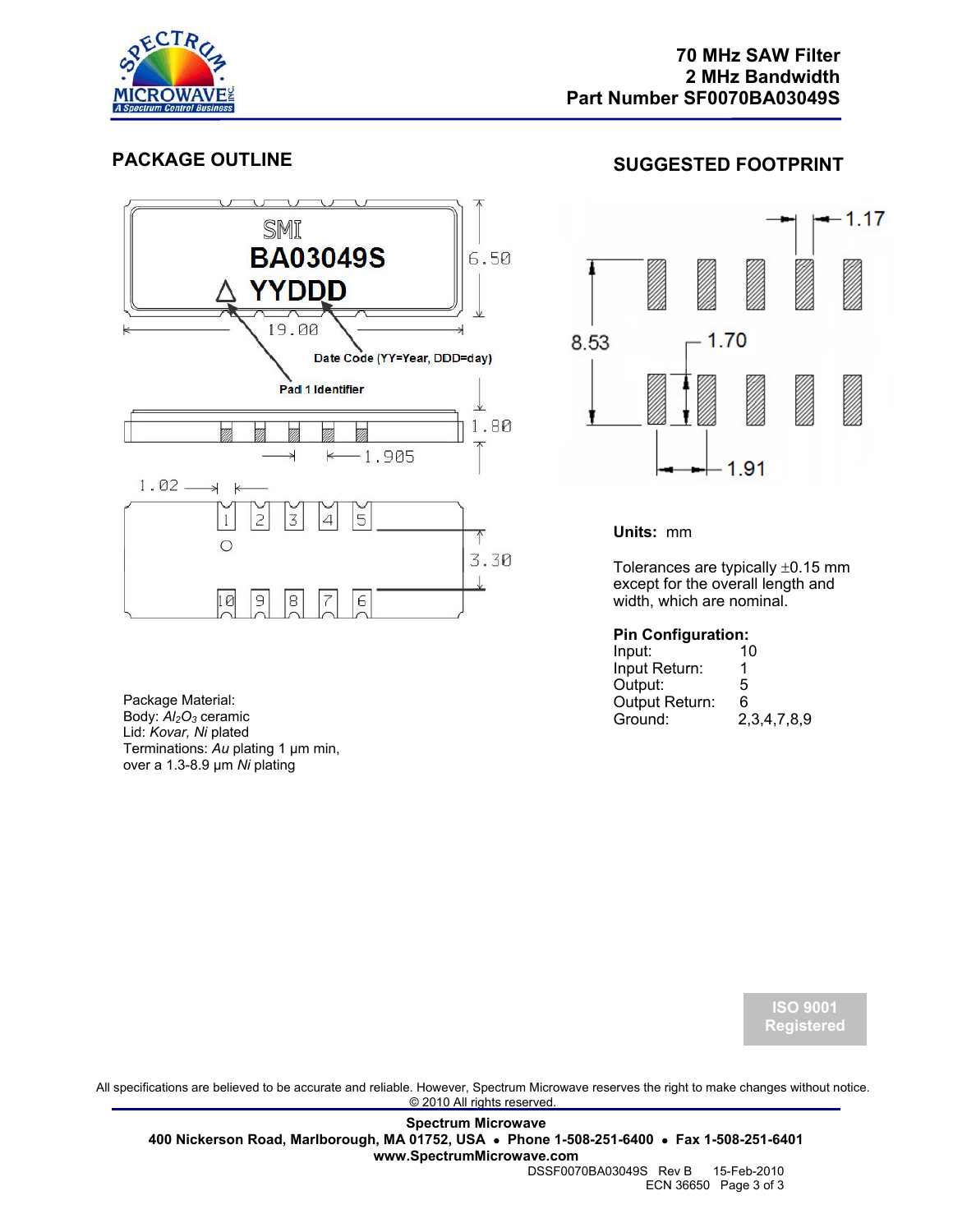# 70 MHz SAW Filter
## 2 MHz Bandwidth
## Part Number SF0070BA03049S

## PACKAGE OUTLINE

SMI
BA03049S
YYDDD

6.50
19.00
Date Code (YY=Year, DDD=day)
Pad 1 Identifier
1.80
1.905
1.02
1 2 3 4 5
3.30
10 9 8 7 6

Package Material:
Body: $Al_2O_3$ ceramic
Lid: *Kovar, Ni* plated
Terminations: *Au* plating 1 µm min,
over a 1.3-8.9 µm *Ni* plating

## SUGGESTED FOOTPRINT

1.17
8.53
1.70
1.91

**Units:** mm

Tolerances are typically ±0.15 mm except for the overall length and width, which are nominal.

**Pin Configuration:**

| | |
|---|---|
| Input: | 10 |
| Input Return: | 1 |
| Output: | 5 |
| Output Return: | 6 |
| Ground: | 2,3,4,7,8,9 |

ISO 9001 Registered

All specifications are believed to be accurate and reliable. However, Spectrum Microwave reserves the right to make changes without notice.
© 2010 All rights reserved.

**Spectrum Microwave**
**400 Nickerson Road, Marlborough, MA 01752, USA • Phone 1-508-251-6400 • Fax 1-508-251-6401**
**www.SpectrumMicrowave.com**

DSSF0070BA03049S Rev B 15-Feb-2010
ECN 36650